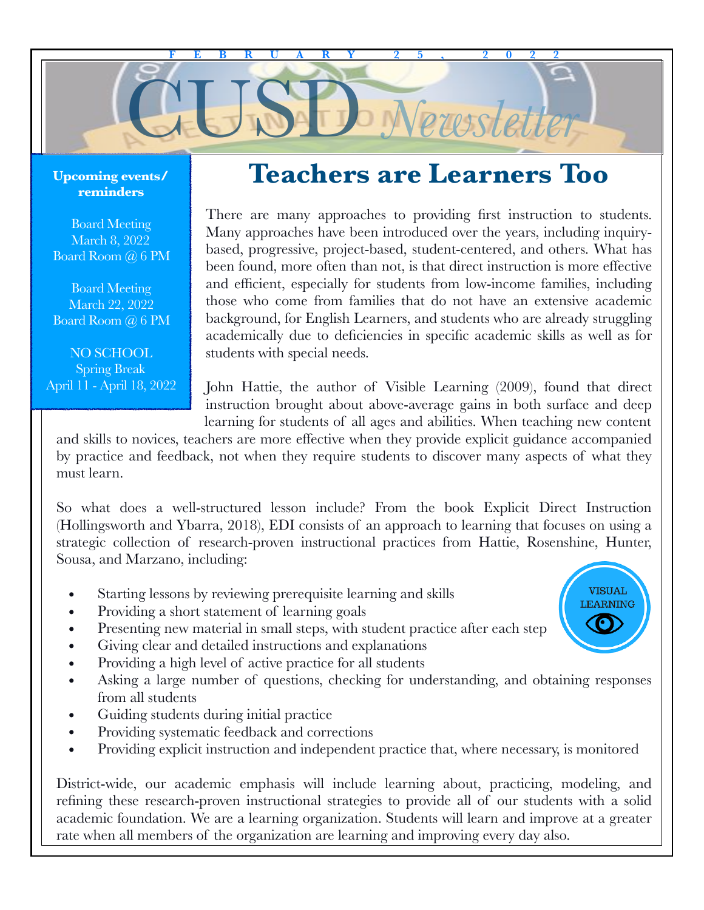FEBRUARY 25, 2022

# CUSD *Newsletter*

**Upcoming events/ reminders**

Board Meeting
March 8, 2022
Board Room @ 6 PM

Board Meeting
March 22, 2022
Board Room @ 6 PM

NO SCHOOL
Spring Break
April 11 - April 18, 2022

## Teachers are Learners Too

There are many approaches to providing first instruction to students. Many approaches have been introduced over the years, including inquiry-based, progressive, project-based, student-centered, and others. What has been found, more often than not, is that direct instruction is more effective and efficient, especially for students from low-income families, including those who come from families that do not have an extensive academic background, for English Learners, and students who are already struggling academically due to deficiencies in specific academic skills as well as for students with special needs.

John Hattie, the author of Visible Learning (2009), found that direct instruction brought about above-average gains in both surface and deep learning for students of all ages and abilities. When teaching new content and skills to novices, teachers are more effective when they provide explicit guidance accompanied by practice and feedback, not when they require students to discover many aspects of what they must learn.

So what does a well-structured lesson include? From the book Explicit Direct Instruction (Hollingsworth and Ybarra, 2018), EDI consists of an approach to learning that focuses on using a strategic collection of research-proven instructional practices from Hattie, Rosenshine, Hunter, Sousa, and Marzano, including:

- Starting lessons by reviewing prerequisite learning and skills
- Providing a short statement of learning goals
- Presenting new material in small steps, with student practice after each step
- Giving clear and detailed instructions and explanations
- Providing a high level of active practice for all students
- Asking a large number of questions, checking for understanding, and obtaining responses from all students
- Guiding students during initial practice
- Providing systematic feedback and corrections
- Providing explicit instruction and independent practice that, where necessary, is monitored

VISUAL LEARNING

District-wide, our academic emphasis will include learning about, practicing, modeling, and refining these research-proven instructional strategies to provide all of our students with a solid academic foundation. We are a learning organization. Students will learn and improve at a greater rate when all members of the organization are learning and improving every day also.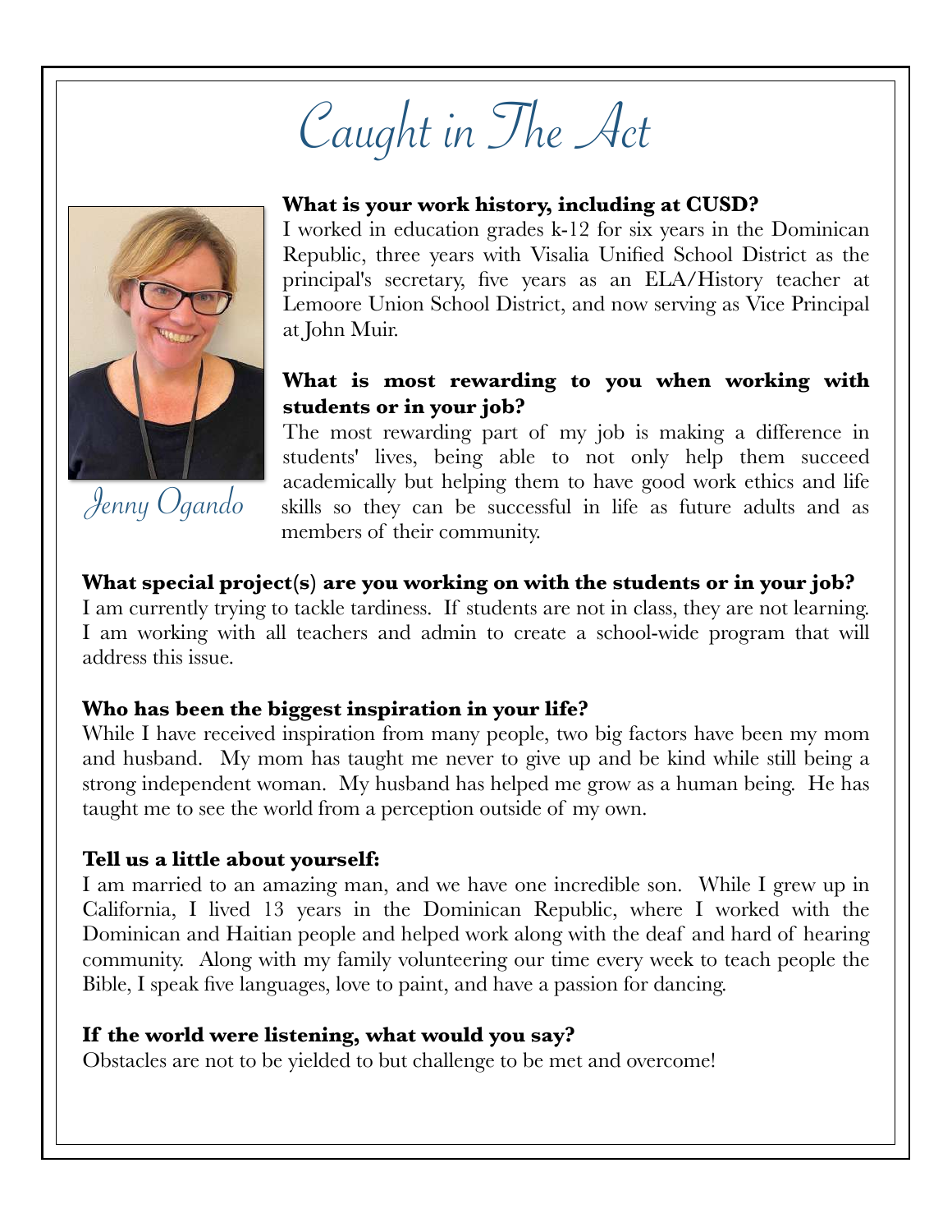# Caught in The Act

*Jenny Ogando*

**What is your work history, including at CUSD?**
I worked in education grades k-12 for six years in the Dominican Republic, three years with Visalia Unified School District as the principal's secretary, five years as an ELA/History teacher at Lemoore Union School District, and now serving as Vice Principal at John Muir.

**What is most rewarding to you when working with students or in your job?**
The most rewarding part of my job is making a difference in students' lives, being able to not only help them succeed academically but helping them to have good work ethics and life skills so they can be successful in life as future adults and as members of their community.

**What special project(s) are you working on with the students or in your job?**
I am currently trying to tackle tardiness. If students are not in class, they are not learning. I am working with all teachers and admin to create a school-wide program that will address this issue.

**Who has been the biggest inspiration in your life?**
While I have received inspiration from many people, two big factors have been my mom and husband. My mom has taught me never to give up and be kind while still being a strong independent woman. My husband has helped me grow as a human being. He has taught me to see the world from a perception outside of my own.

**Tell us a little about yourself:**
I am married to an amazing man, and we have one incredible son. While I grew up in California, I lived 13 years in the Dominican Republic, where I worked with the Dominican and Haitian people and helped work along with the deaf and hard of hearing community. Along with my family volunteering our time every week to teach people the Bible, I speak five languages, love to paint, and have a passion for dancing.

**If the world were listening, what would you say?**
Obstacles are not to be yielded to but challenge to be met and overcome!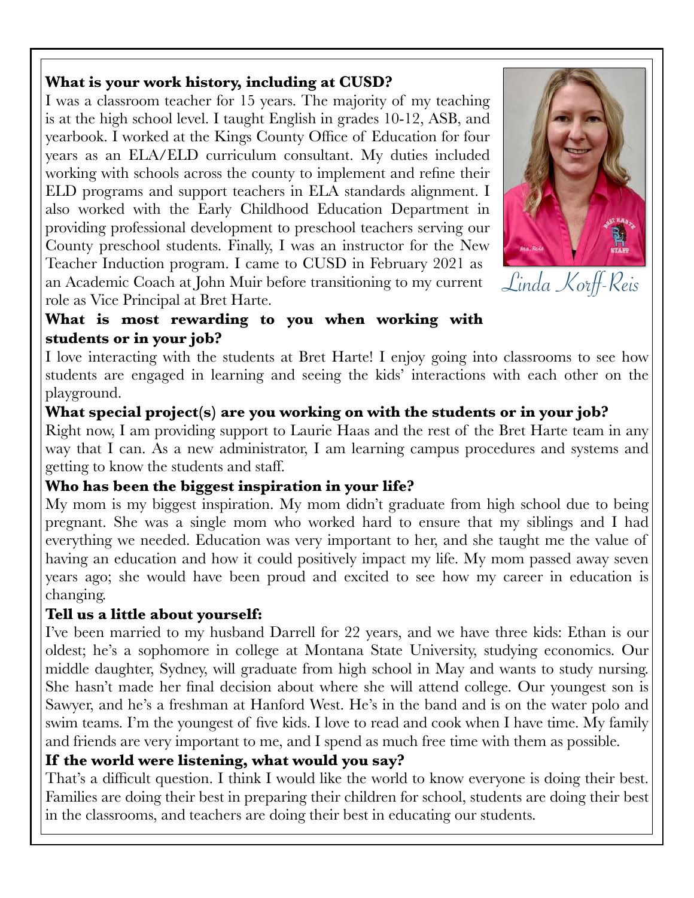**What is your work history, including at CUSD?**

I was a classroom teacher for 15 years. The majority of my teaching is at the high school level. I taught English in grades 10-12, ASB, and yearbook. I worked at the Kings County Office of Education for four years as an ELA/ELD curriculum consultant. My duties included working with schools across the county to implement and refine their ELD programs and support teachers in ELA standards alignment. I also worked with the Early Childhood Education Department in providing professional development to preschool teachers serving our County preschool students. Finally, I was an instructor for the New Teacher Induction program. I came to CUSD in February 2021 as an Academic Coach at John Muir before transitioning to my current role as Vice Principal at Bret Harte.

*Linda Korff-Reis*

**What is most rewarding to you when working with students or in your job?**

I love interacting with the students at Bret Harte! I enjoy going into classrooms to see how students are engaged in learning and seeing the kids' interactions with each other on the playground.

**What special project(s) are you working on with the students or in your job?**

Right now, I am providing support to Laurie Haas and the rest of the Bret Harte team in any way that I can. As a new administrator, I am learning campus procedures and systems and getting to know the students and staff.

**Who has been the biggest inspiration in your life?**

My mom is my biggest inspiration. My mom didn't graduate from high school due to being pregnant. She was a single mom who worked hard to ensure that my siblings and I had everything we needed. Education was very important to her, and she taught me the value of having an education and how it could positively impact my life. My mom passed away seven years ago; she would have been proud and excited to see how my career in education is changing.

**Tell us a little about yourself:**

I've been married to my husband Darrell for 22 years, and we have three kids: Ethan is our oldest; he's a sophomore in college at Montana State University, studying economics. Our middle daughter, Sydney, will graduate from high school in May and wants to study nursing. She hasn't made her final decision about where she will attend college. Our youngest son is Sawyer, and he's a freshman at Hanford West. He's in the band and is on the water polo and swim teams. I'm the youngest of five kids. I love to read and cook when I have time. My family and friends are very important to me, and I spend as much free time with them as possible.

**If the world were listening, what would you say?**

That's a difficult question. I think I would like the world to know everyone is doing their best. Families are doing their best in preparing their children for school, students are doing their best in the classrooms, and teachers are doing their best in educating our students.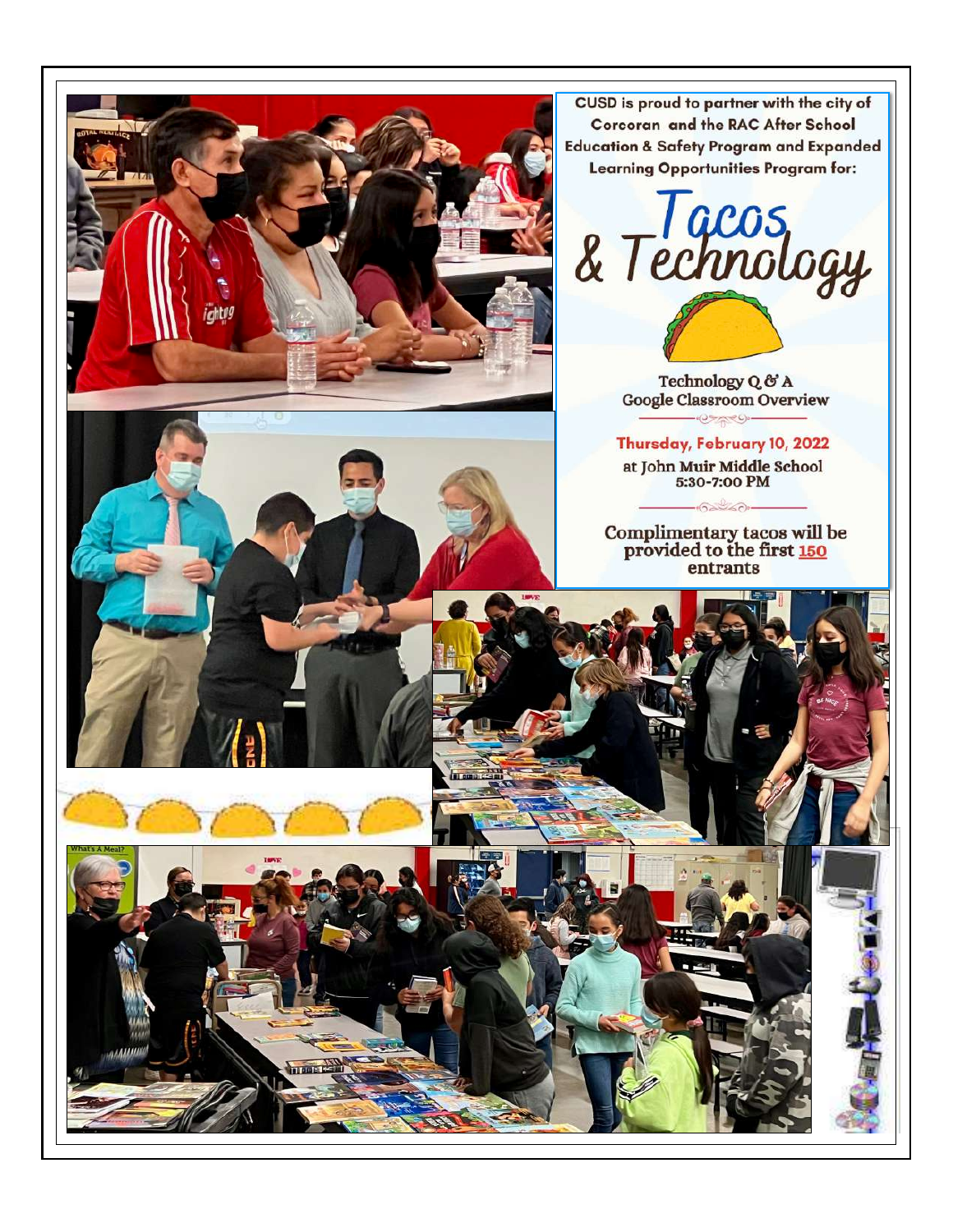CUSD is proud to partner with the city of Corcoran and the RAC After School Education & Safety Program and Expanded Learning Opportunities Program for:

# Tacos & Technology

Technology Q & A
Google Classroom Overview

**Thursday, February 10, 2022**
at John Muir Middle School
5:30-7:00 PM

Complimentary tacos will be provided to the first 150 entrants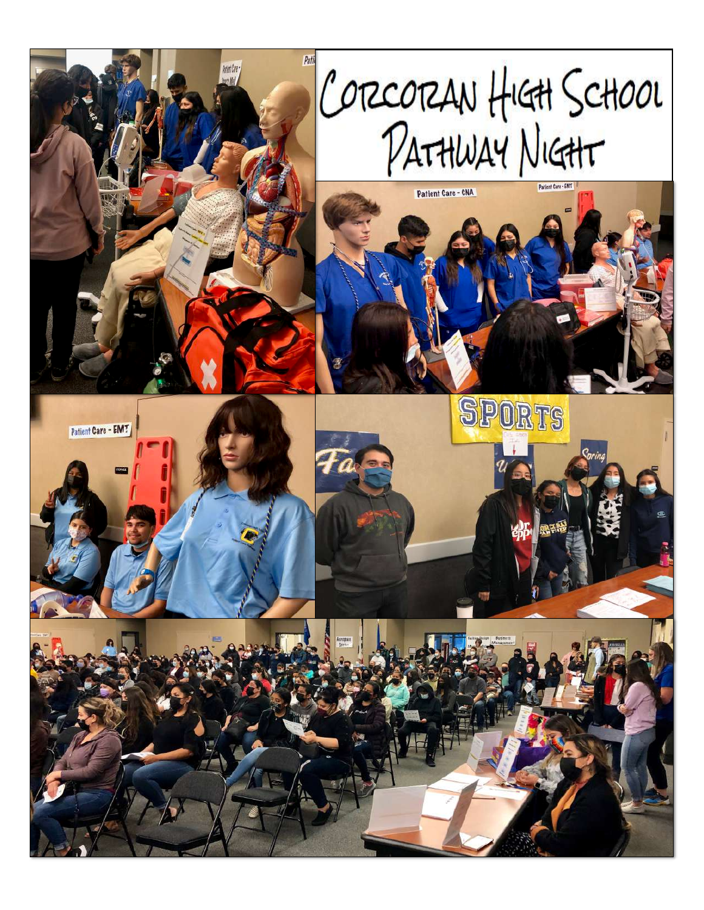# Corcoran High School Pathway Night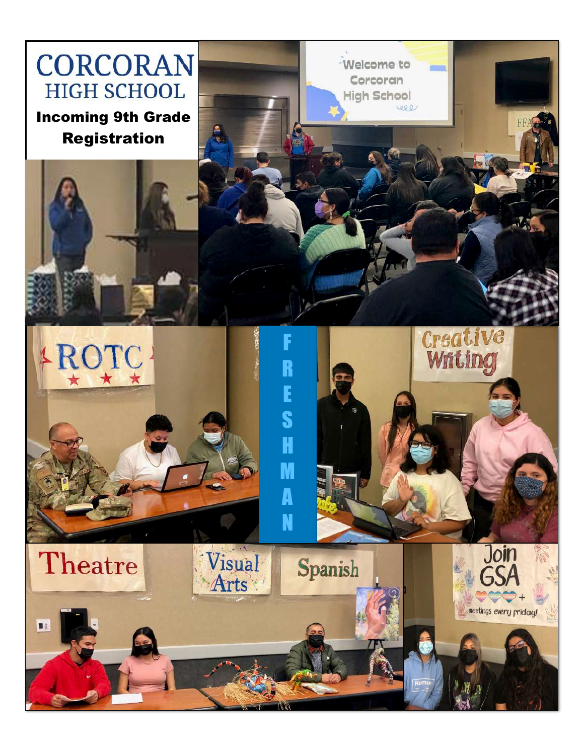# CORCORAN HIGH SCHOOL

## Incoming 9th Grade Registration

Welcome to Corcoran High School

FRESHMAN

ROTC

Creative Writing

Theatre

Visual Arts

Spanish

Join GSA

meetings every friday!